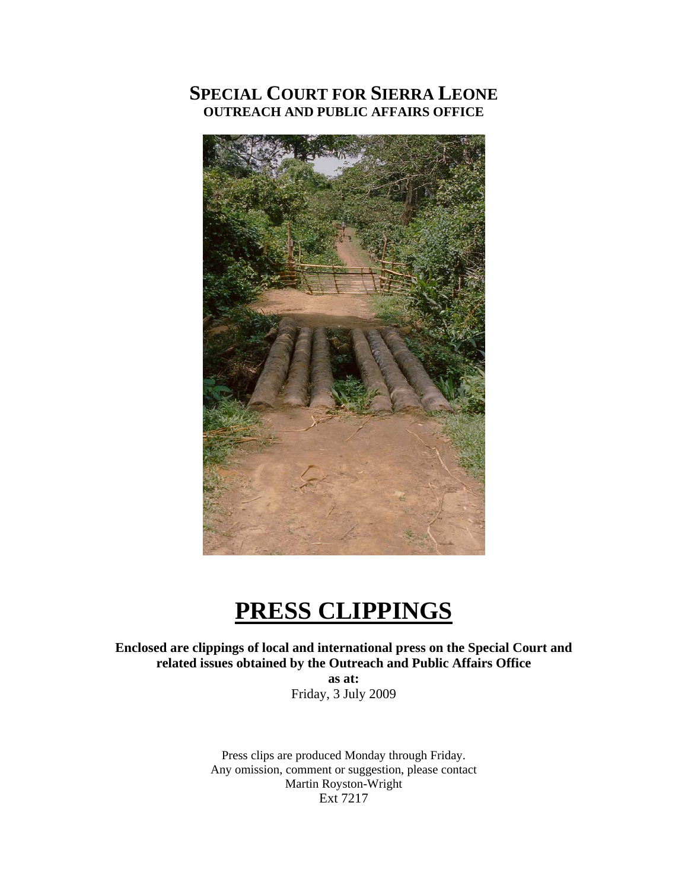# SPECIAL COURT FOR SIERRA LEONE
## OUTREACH AND PUBLIC AFFAIRS OFFICE

# PRESS CLIPPINGS

**Enclosed are clippings of local and international press on the Special Court and related issues obtained by the Outreach and Public Affairs Office**

**as at:**

Friday, 3 July 2009

Press clips are produced Monday through Friday.
Any omission, comment or suggestion, please contact
Martin Royston-Wright
Ext 7217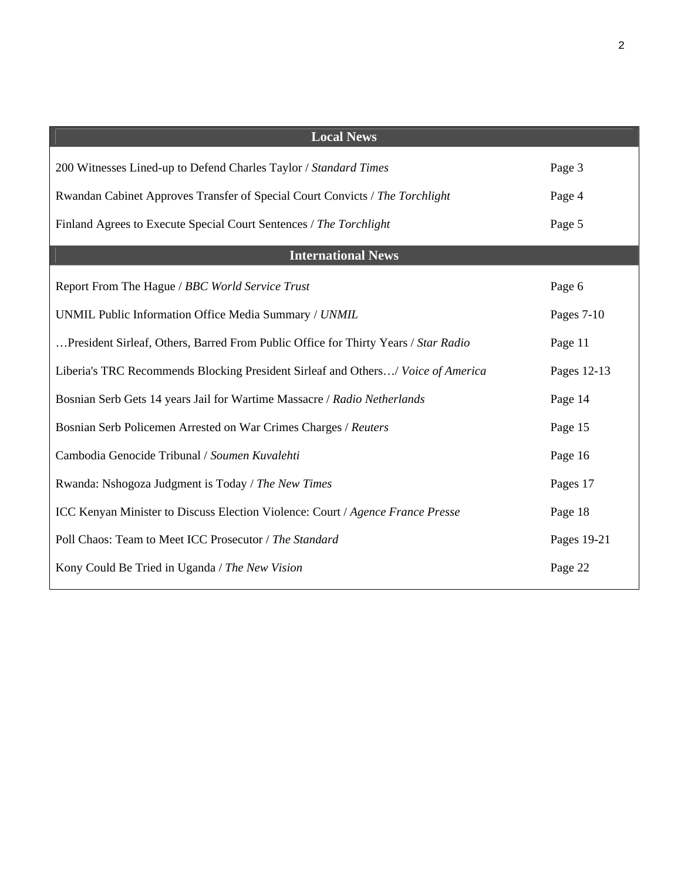| Local News | |
|---|---|
| 200 Witnesses Lined-up to Defend Charles Taylor / *Standard Times* | Page 3 |
| Rwandan Cabinet Approves Transfer of Special Court Convicts / *The Torchlight* | Page 4 |
| Finland Agrees to Execute Special Court Sentences / *The Torchlight* | Page 5 |
| **International News** | |
| Report From The Hague / *BBC World Service Trust* | Page 6 |
| UNMIL Public Information Office Media Summary / *UNMIL* | Pages 7-10 |
| …President Sirleaf, Others, Barred From Public Office for Thirty Years / *Star Radio* | Page 11 |
| Liberia's TRC Recommends Blocking President Sirleaf and Others…/ *Voice of America* | Pages 12-13 |
| Bosnian Serb Gets 14 years Jail for Wartime Massacre / *Radio Netherlands* | Page 14 |
| Bosnian Serb Policemen Arrested on War Crimes Charges / *Reuters* | Page 15 |
| Cambodia Genocide Tribunal / *Soumen Kuvalehti* | Page 16 |
| Rwanda: Nshogoza Judgment is Today / *The New Times* | Pages 17 |
| ICC Kenyan Minister to Discuss Election Violence: Court / *Agence France Presse* | Page 18 |
| Poll Chaos: Team to Meet ICC Prosecutor / *The Standard* | Pages 19-21 |
| Kony Could Be Tried in Uganda / *The New Vision* | Page 22 |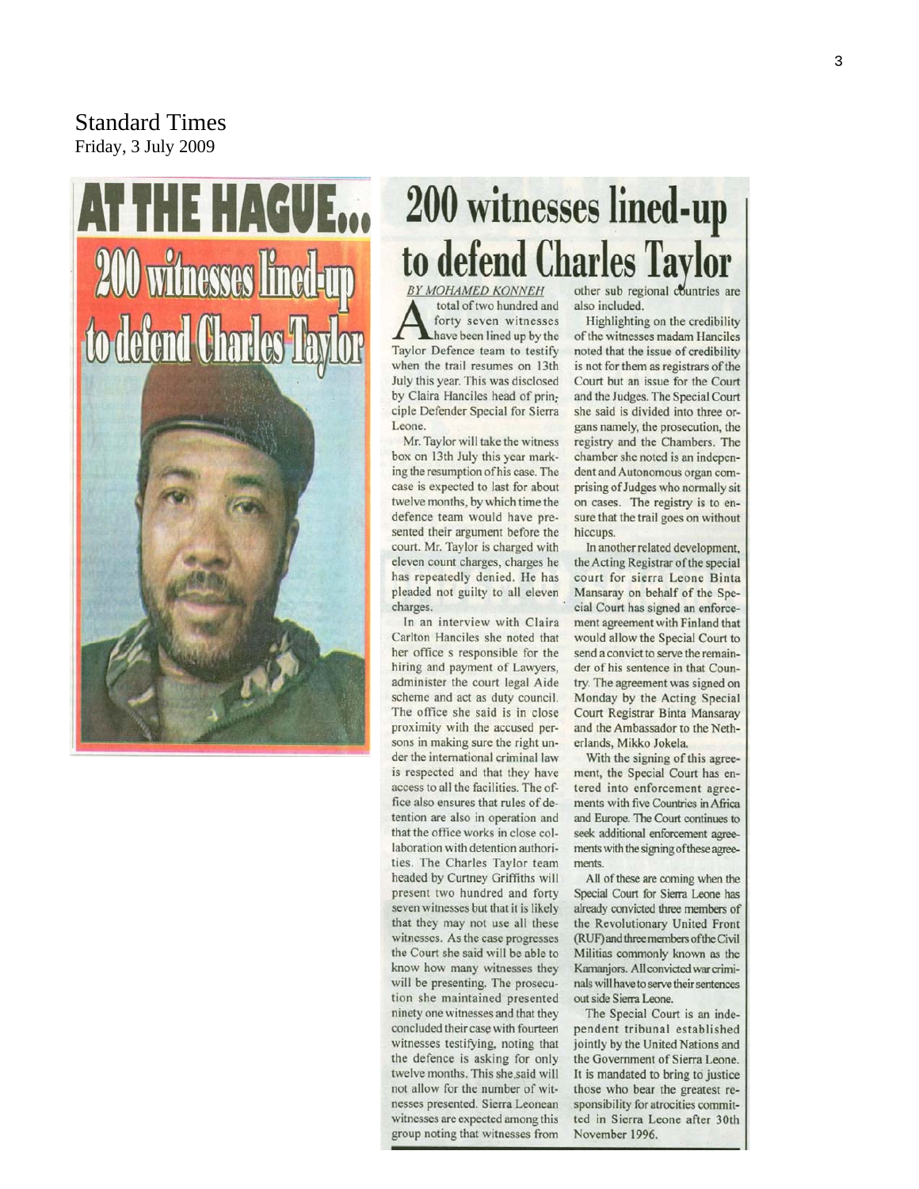Standard Times
Friday, 3 July 2009

# 200 witnesses lined-up to defend Charles Taylor

BY MOHAMED KONNEH

A total of two hundred and forty seven witnesses have been lined up by the Taylor Defence team to testify when the trail resumes on 13th July this year. This was disclosed by Claira Hanciles head of principle Defender Special for Sierra Leone.

Mr. Taylor will take the witness box on 13th July this year marking the resumption of his case. The case is expected to last for about twelve months, by which time the defence team would have presented their argument before the court. Mr. Taylor is charged with eleven count charges, charges he has repeatedly denied. He has pleaded not guilty to all eleven charges.

In an interview with Claira Carlton Hanciles she noted that her office s responsible for the hiring and payment of Lawyers, administer the court legal Aide scheme and act as duty council. The office she said is in close proximity with the accused persons in making sure the right under the international criminal law is respected and that they have access to all the facilities. The office also ensures that rules of detention are also in operation and that the office works in close collaboration with detention authorities. The Charles Taylor team headed by Curtney Griffiths will present two hundred and forty seven witnesses but that it is likely that they may not use all these witnesses. As the case progresses the Court she said will be able to know how many witnesses they will be presenting. The prosecution she maintained presented ninety one witnesses and that they concluded their case with fourteen witnesses testifying, noting that the defence is asking for only twelve months. This she said will not allow for the number of witnesses presented. Sierra Leonean witnesses are expected among this group noting that witnesses from other sub regional countries are also included.

Highlighting on the credibility of the witnesses madam Hanciles noted that the issue of credibility is not for them as registrars of the Court but an issue for the Court and the Judges. The Special Court she said is divided into three organs namely, the prosecution, the registry and the Chambers. The chamber she noted is an independent and Autonomous organ comprising of Judges who normally sit on cases. The registry is to ensure that the trail goes on without hiccups.

In another related development, the Acting Registrar of the special court for sierra Leone Binta Mansaray on behalf of the Special Court has signed an enforcement agreement with Finland that would allow the Special Court to send a convict to serve the remainder of his sentence in that Country. The agreement was signed on Monday by the Acting Special Court Registrar Binta Mansaray and the Ambassador to the Netherlands, Mikko Jokela.

With the signing of this agreement, the Special Court has entered into enforcement agreements with five Countries in Africa and Europe. The Court continues to seek additional enforcement agreements with the signing of these agreements.

All of these are coming when the Special Court for Sierra Leone has already convicted three members of the Revolutionary United Front (RUF) and three members of the Civil Militias commonly known as the Kamanjors. All convicted war criminals will have to serve their sentences out side Sierra Leone.

The Special Court is an independent tribunal established jointly by the United Nations and the Government of Sierra Leone. It is mandated to bring to justice those who bear the greatest responsibility for atrocities committed in Sierra Leone after 30th November 1996.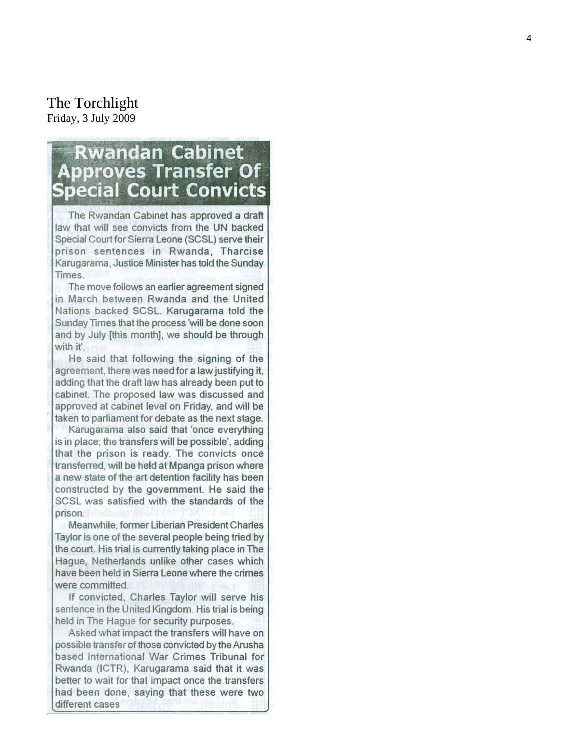The Torchlight
Friday, 3 July 2009

# Rwandan Cabinet Approves Transfer Of Special Court Convicts

The Rwandan Cabinet has approved a draft law that will see convicts from the UN backed Special Court for Sierra Leone (SCSL) serve their prison sentences in Rwanda, Tharcise Karugarama, Justice Minister has told the Sunday Times.

The move follows an earlier agreement signed in March between Rwanda and the United Nations backed SCSL. Karugarama told the Sunday Times that the process 'will be done soon and by July [this month], we should be through with it'.

He said that following the signing of the agreement, there was need for a law justifying it, adding that the draft law has already been put to cabinet. The proposed law was discussed and approved at cabinet level on Friday, and will be taken to parliament for debate as the next stage.

Karugarama also said that 'once everything is in place; the transfers will be possible', adding that the prison is ready. The convicts once transferred, will be held at Mpanga prison where a new state of the art detention facility has been constructed by the government. He said the SCSL was satisfied with the standards of the prison.

Meanwhile, former Liberian President Charles Taylor is one of the several people being tried by the court. His trial is currently taking place in The Hague, Netherlands unlike other cases which have been held in Sierra Leone where the crimes were committed.

If convicted, Charles Taylor will serve his sentence in the United Kingdom. His trial is being held in The Hague for security purposes.

Asked what impact the transfers will have on possible transfer of those convicted by the Arusha based International War Crimes Tribunal for Rwanda (ICTR), Karugarama said that it was better to wait for that impact once the transfers had been done, saying that these were two different cases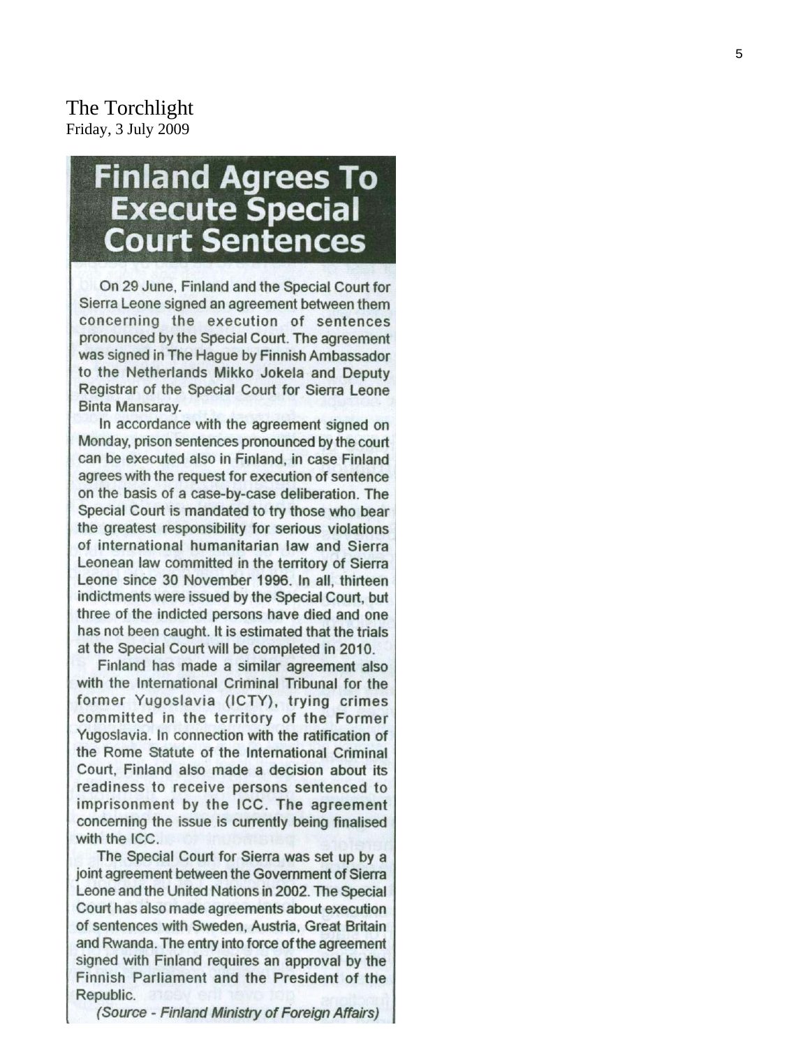The Torchlight
Friday, 3 July 2009

# Finland Agrees To Execute Special Court Sentences

On 29 June, Finland and the Special Court for Sierra Leone signed an agreement between them concerning the execution of sentences pronounced by the Special Court. The agreement was signed in The Hague by Finnish Ambassador to the Netherlands Mikko Jokela and Deputy Registrar of the Special Court for Sierra Leone Binta Mansaray.

In accordance with the agreement signed on Monday, prison sentences pronounced by the court can be executed also in Finland, in case Finland agrees with the request for execution of sentence on the basis of a case-by-case deliberation. The Special Court is mandated to try those who bear the greatest responsibility for serious violations of international humanitarian law and Sierra Leonean law committed in the territory of Sierra Leone since 30 November 1996. In all, thirteen indictments were issued by the Special Court, but three of the indicted persons have died and one has not been caught. It is estimated that the trials at the Special Court will be completed in 2010.

Finland has made a similar agreement also with the International Criminal Tribunal for the former Yugoslavia (ICTY), trying crimes committed in the territory of the Former Yugoslavia. In connection with the ratification of the Rome Statute of the International Criminal Court, Finland also made a decision about its readiness to receive persons sentenced to imprisonment by the ICC. The agreement concerning the issue is currently being finalised with the ICC.

The Special Court for Sierra was set up by a joint agreement between the Government of Sierra Leone and the United Nations in 2002. The Special Court has also made agreements about execution of sentences with Sweden, Austria, Great Britain and Rwanda. The entry into force of the agreement signed with Finland requires an approval by the Finnish Parliament and the President of the Republic.

*(Source - Finland Ministry of Foreign Affairs)*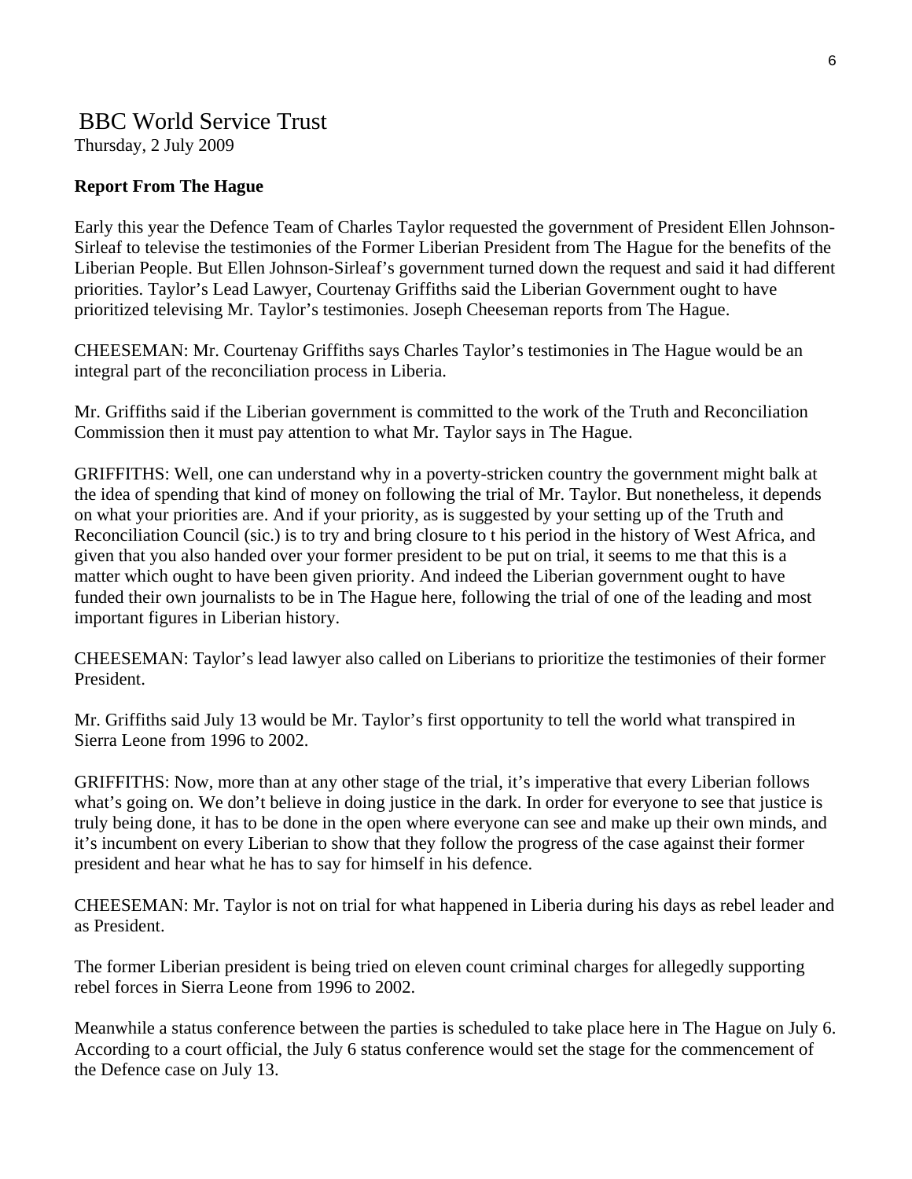# BBC World Service Trust

Thursday, 2 July 2009

**Report From The Hague**

Early this year the Defence Team of Charles Taylor requested the government of President Ellen Johnson-Sirleaf to televise the testimonies of the Former Liberian President from The Hague for the benefits of the Liberian People. But Ellen Johnson-Sirleaf's government turned down the request and said it had different priorities. Taylor's Lead Lawyer, Courtenay Griffiths said the Liberian Government ought to have prioritized televising Mr. Taylor's testimonies. Joseph Cheeseman reports from The Hague.

CHEESEMAN: Mr. Courtenay Griffiths says Charles Taylor's testimonies in The Hague would be an integral part of the reconciliation process in Liberia.

Mr. Griffiths said if the Liberian government is committed to the work of the Truth and Reconciliation Commission then it must pay attention to what Mr. Taylor says in The Hague.

GRIFFITHS: Well, one can understand why in a poverty-stricken country the government might balk at the idea of spending that kind of money on following the trial of Mr. Taylor. But nonetheless, it depends on what your priorities are. And if your priority, as is suggested by your setting up of the Truth and Reconciliation Council (sic.) is to try and bring closure to t his period in the history of West Africa, and given that you also handed over your former president to be put on trial, it seems to me that this is a matter which ought to have been given priority. And indeed the Liberian government ought to have funded their own journalists to be in The Hague here, following the trial of one of the leading and most important figures in Liberian history.

CHEESEMAN: Taylor's lead lawyer also called on Liberians to prioritize the testimonies of their former President.

Mr. Griffiths said July 13 would be Mr. Taylor's first opportunity to tell the world what transpired in Sierra Leone from 1996 to 2002.

GRIFFITHS: Now, more than at any other stage of the trial, it's imperative that every Liberian follows what's going on. We don't believe in doing justice in the dark. In order for everyone to see that justice is truly being done, it has to be done in the open where everyone can see and make up their own minds, and it's incumbent on every Liberian to show that they follow the progress of the case against their former president and hear what he has to say for himself in his defence.

CHEESEMAN: Mr. Taylor is not on trial for what happened in Liberia during his days as rebel leader and as President.

The former Liberian president is being tried on eleven count criminal charges for allegedly supporting rebel forces in Sierra Leone from 1996 to 2002.

Meanwhile a status conference between the parties is scheduled to take place here in The Hague on July 6. According to a court official, the July 6 status conference would set the stage for the commencement of the Defence case on July 13.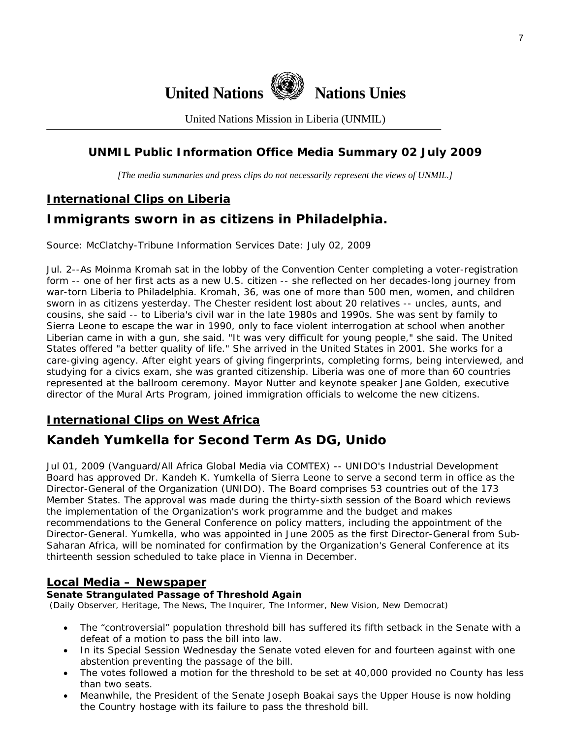**United Nations** **Nations Unies**

United Nations Mission in Liberia (UNMIL)

## UNMIL Public Information Office Media Summary 02 July 2009

*[The media summaries and press clips do not necessarily represent the views of UNMIL.]*

### International Clips on Liberia

## Immigrants sworn in as citizens in Philadelphia.

Source: McClatchy-Tribune Information Services Date: July 02, 2009

Jul. 2--As Moinma Kromah sat in the lobby of the Convention Center completing a voter-registration form -- one of her first acts as a new U.S. citizen -- she reflected on her decades-long journey from war-torn Liberia to Philadelphia. Kromah, 36, was one of more than 500 men, women, and children sworn in as citizens yesterday. The Chester resident lost about 20 relatives -- uncles, aunts, and cousins, she said -- to Liberia's civil war in the late 1980s and 1990s. She was sent by family to Sierra Leone to escape the war in 1990, only to face violent interrogation at school when another Liberian came in with a gun, she said. "It was very difficult for young people," she said. The United States offered "a better quality of life." She arrived in the United States in 2001. She works for a care-giving agency. After eight years of giving fingerprints, completing forms, being interviewed, and studying for a civics exam, she was granted citizenship. Liberia was one of more than 60 countries represented at the ballroom ceremony. Mayor Nutter and keynote speaker Jane Golden, executive director of the Mural Arts Program, joined immigration officials to welcome the new citizens.

### International Clips on West Africa

## Kandeh Yumkella for Second Term As DG, Unido

Jul 01, 2009 (Vanguard/All Africa Global Media via COMTEX) -- UNIDO's Industrial Development Board has approved Dr. Kandeh K. Yumkella of Sierra Leone to serve a second term in office as the Director-General of the Organization (UNIDO). The Board comprises 53 countries out of the 173 Member States. The approval was made during the thirty-sixth session of the Board which reviews the implementation of the Organization's work programme and the budget and makes recommendations to the General Conference on policy matters, including the appointment of the Director-General. Yumkella, who was appointed in June 2005 as the first Director-General from Sub-Saharan Africa, will be nominated for confirmation by the Organization's General Conference at its thirteenth session scheduled to take place in Vienna in December.

### Local Media – Newspaper

**Senate Strangulated Passage of Threshold Again**

*(Daily Observer, Heritage, The News, The Inquirer, The Informer, New Vision, New Democrat)*

- The "controversial" population threshold bill has suffered its fifth setback in the Senate with a defeat of a motion to pass the bill into law.
- In its Special Session Wednesday the Senate voted eleven for and fourteen against with one abstention preventing the passage of the bill.
- The votes followed a motion for the threshold to be set at 40,000 provided no County has less than two seats.
- Meanwhile, the President of the Senate Joseph Boakai says the Upper House is now holding the Country hostage with its failure to pass the threshold bill.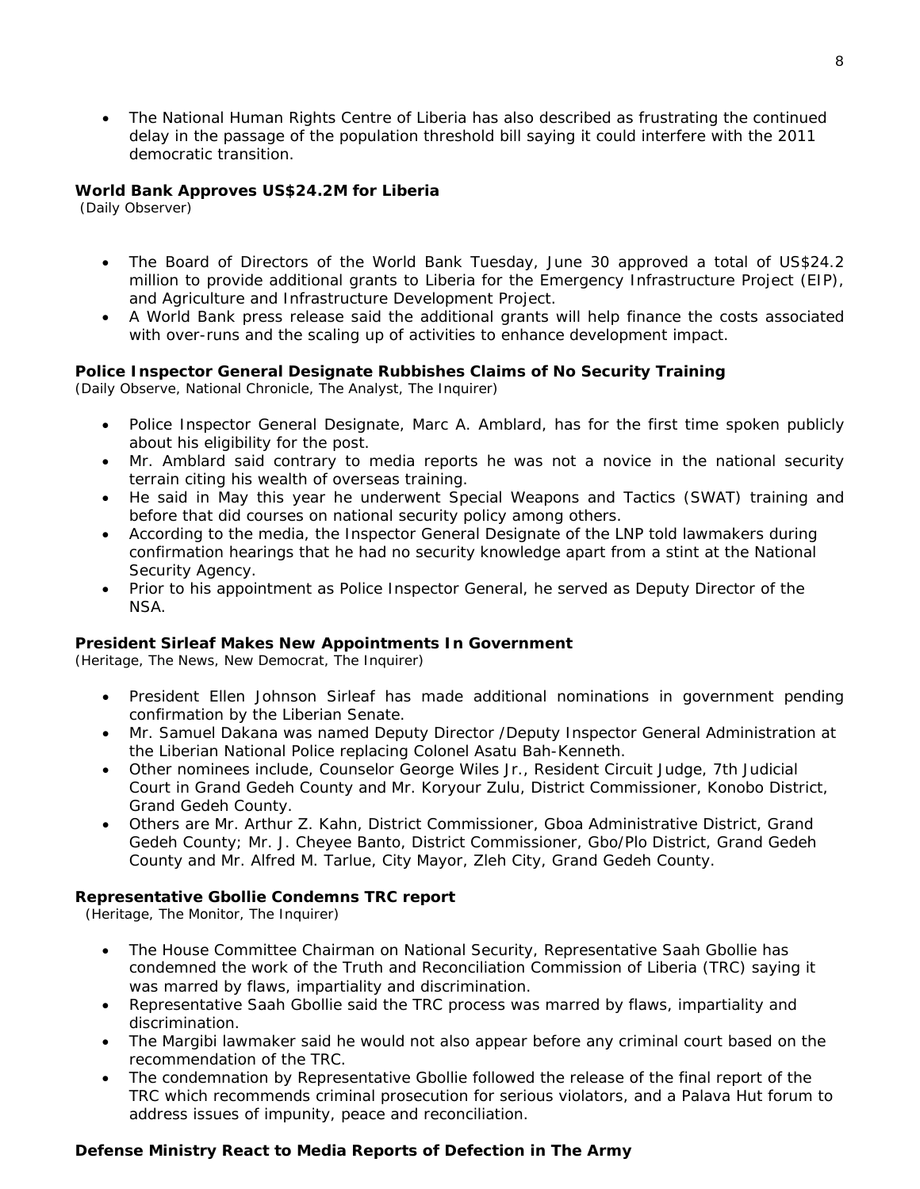- The National Human Rights Centre of Liberia has also described as frustrating the continued delay in the passage of the population threshold bill saying it could interfere with the 2011 democratic transition.

**World Bank Approves US$24.2M for Liberia**
(Daily Observer)

- The Board of Directors of the World Bank Tuesday, June 30 approved a total of US$24.2 million to provide additional grants to Liberia for the Emergency Infrastructure Project (EIP), and Agriculture and Infrastructure Development Project.
- A World Bank press release said the additional grants will help finance the costs associated with over-runs and the scaling up of activities to enhance development impact.

**Police Inspector General Designate Rubbishes Claims of No Security Training**
(Daily Observe, National Chronicle, The Analyst, The Inquirer)

- Police Inspector General Designate, Marc A. Amblard, has for the first time spoken publicly about his eligibility for the post.
- Mr. Amblard said contrary to media reports he was not a novice in the national security terrain citing his wealth of overseas training.
- He said in May this year he underwent Special Weapons and Tactics (SWAT) training and before that did courses on national security policy among others.
- According to the media, the Inspector General Designate of the LNP told lawmakers during confirmation hearings that he had no security knowledge apart from a stint at the National Security Agency.
- Prior to his appointment as Police Inspector General, he served as Deputy Director of the NSA.

**President Sirleaf Makes New Appointments In Government**
(Heritage, The News, New Democrat, The Inquirer)

- President Ellen Johnson Sirleaf has made additional nominations in government pending confirmation by the Liberian Senate.
- Mr. Samuel Dakana was named Deputy Director /Deputy Inspector General Administration at the Liberian National Police replacing Colonel Asatu Bah-Kenneth.
- Other nominees include, Counselor George Wiles Jr., Resident Circuit Judge, 7th Judicial Court in Grand Gedeh County and Mr. Koryour Zulu, District Commissioner, Konobo District, Grand Gedeh County.
- Others are Mr. Arthur Z. Kahn, District Commissioner, Gboa Administrative District, Grand Gedeh County; Mr. J. Cheyee Banto, District Commissioner, Gbo/Plo District, Grand Gedeh County and Mr. Alfred M. Tarlue, City Mayor, Zleh City, Grand Gedeh County.

**Representative Gbollie Condemns TRC report**
(Heritage, The Monitor, The Inquirer)

- The House Committee Chairman on National Security, Representative Saah Gbollie has condemned the work of the Truth and Reconciliation Commission of Liberia (TRC) saying it was marred by flaws, impartiality and discrimination.
- Representative Saah Gbollie said the TRC process was marred by flaws, impartiality and discrimination.
- The Margibi lawmaker said he would not also appear before any criminal court based on the recommendation of the TRC.
- The condemnation by Representative Gbollie followed the release of the final report of the TRC which recommends criminal prosecution for serious violators, and a Palava Hut forum to address issues of impunity, peace and reconciliation.

**Defense Ministry React to Media Reports of Defection in The Army**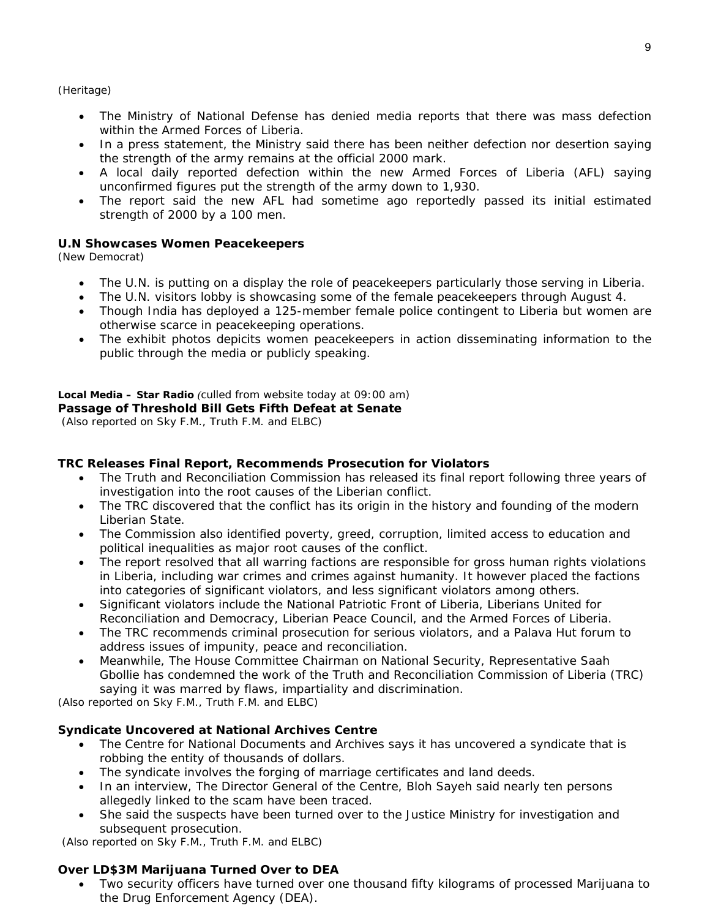(Heritage)

- The Ministry of National Defense has denied media reports that there was mass defection within the Armed Forces of Liberia.
- In a press statement, the Ministry said there has been neither defection nor desertion saying the strength of the army remains at the official 2000 mark.
- A local daily reported defection within the new Armed Forces of Liberia (AFL) saying unconfirmed figures put the strength of the army down to 1,930.
- The report said the new AFL had sometime ago reportedly passed its initial estimated strength of 2000 by a 100 men.

**U.N Showcases Women Peacekeepers**
*(New Democrat)*

- The U.N. is putting on a display the role of peacekeepers particularly those serving in Liberia.
- The U.N. visitors lobby is showcasing some of the female peacekeepers through August 4.
- Though India has deployed a 125-member female police contingent to Liberia but women are otherwise scarce in peacekeeping operations.
- The exhibit photos depicits women peacekeepers in action disseminating information to the public through the media or publicly speaking.

**Local Media – Star Radio** *(culled from website today at 09:00 am)*
**Passage of Threshold Bill Gets Fifth Defeat at Senate**
*(Also reported on Sky F.M., Truth F.M. and ELBC)*

**TRC Releases Final Report, Recommends Prosecution for Violators**

- The Truth and Reconciliation Commission has released its final report following three years of investigation into the root causes of the Liberian conflict.
- The TRC discovered that the conflict has its origin in the history and founding of the modern Liberian State.
- The Commission also identified poverty, greed, corruption, limited access to education and political inequalities as major root causes of the conflict.
- The report resolved that all warring factions are responsible for gross human rights violations in Liberia, including war crimes and crimes against humanity. It however placed the factions into categories of significant violators, and less significant violators among others.
- Significant violators include the National Patriotic Front of Liberia, Liberians United for Reconciliation and Democracy, Liberian Peace Council, and the Armed Forces of Liberia.
- The TRC recommends criminal prosecution for serious violators, and a Palava Hut forum to address issues of impunity, peace and reconciliation.
- Meanwhile, The House Committee Chairman on National Security, Representative Saah Gbollie has condemned the work of the Truth and Reconciliation Commission of Liberia (TRC) saying it was marred by flaws, impartiality and discrimination.

*(Also reported on Sky F.M., Truth F.M. and ELBC)*

**Syndicate Uncovered at National Archives Centre**

- The Centre for National Documents and Archives says it has uncovered a syndicate that is robbing the entity of thousands of dollars.
- The syndicate involves the forging of marriage certificates and land deeds.
- In an interview, The Director General of the Centre, Bloh Sayeh said nearly ten persons allegedly linked to the scam have been traced.
- She said the suspects have been turned over to the Justice Ministry for investigation and subsequent prosecution.

*(Also reported on Sky F.M., Truth F.M. and ELBC)*

**Over LD$3M Marijuana Turned Over to DEA**

- Two security officers have turned over one thousand fifty kilograms of processed Marijuana to the Drug Enforcement Agency (DEA).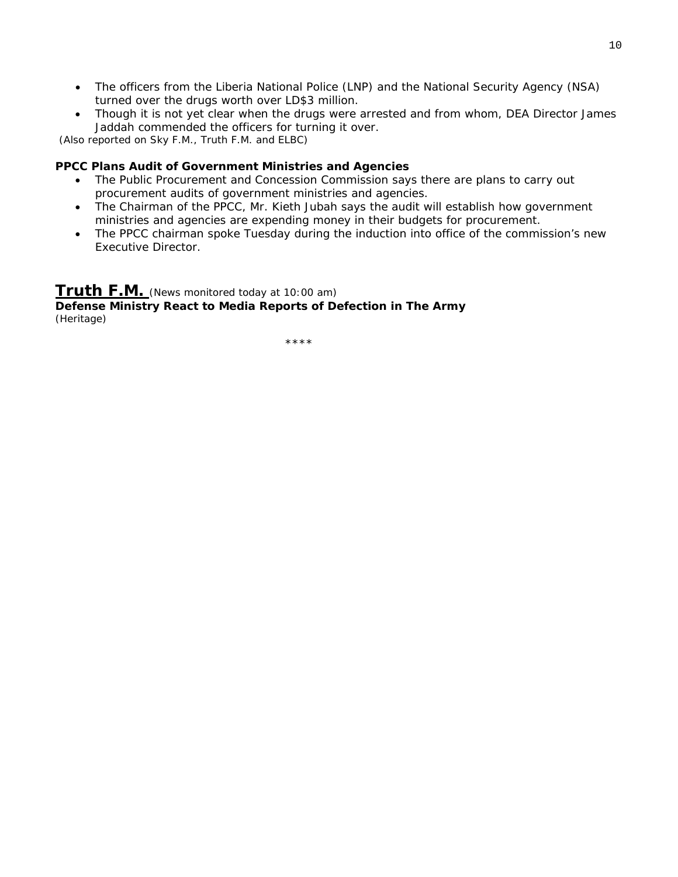- The officers from the Liberia National Police (LNP) and the National Security Agency (NSA) turned over the drugs worth over LD$3 million.
- Though it is not yet clear when the drugs were arrested and from whom, DEA Director James Jaddah commended the officers for turning it over.

*(Also reported on Sky F.M., Truth F.M. and ELBC)*

**PPCC Plans Audit of Government Ministries and Agencies**

- The Public Procurement and Concession Commission says there are plans to carry out procurement audits of government ministries and agencies.
- The Chairman of the PPCC, Mr. Kieth Jubah says the audit will establish how government ministries and agencies are expending money in their budgets for procurement.
- The PPCC chairman spoke Tuesday during the induction into office of the commission's new Executive Director.

## Truth F.M. *(News monitored today at 10:00 am)*

**Defense Ministry React to Media Reports of Defection in The Army**

*(Heritage)*

****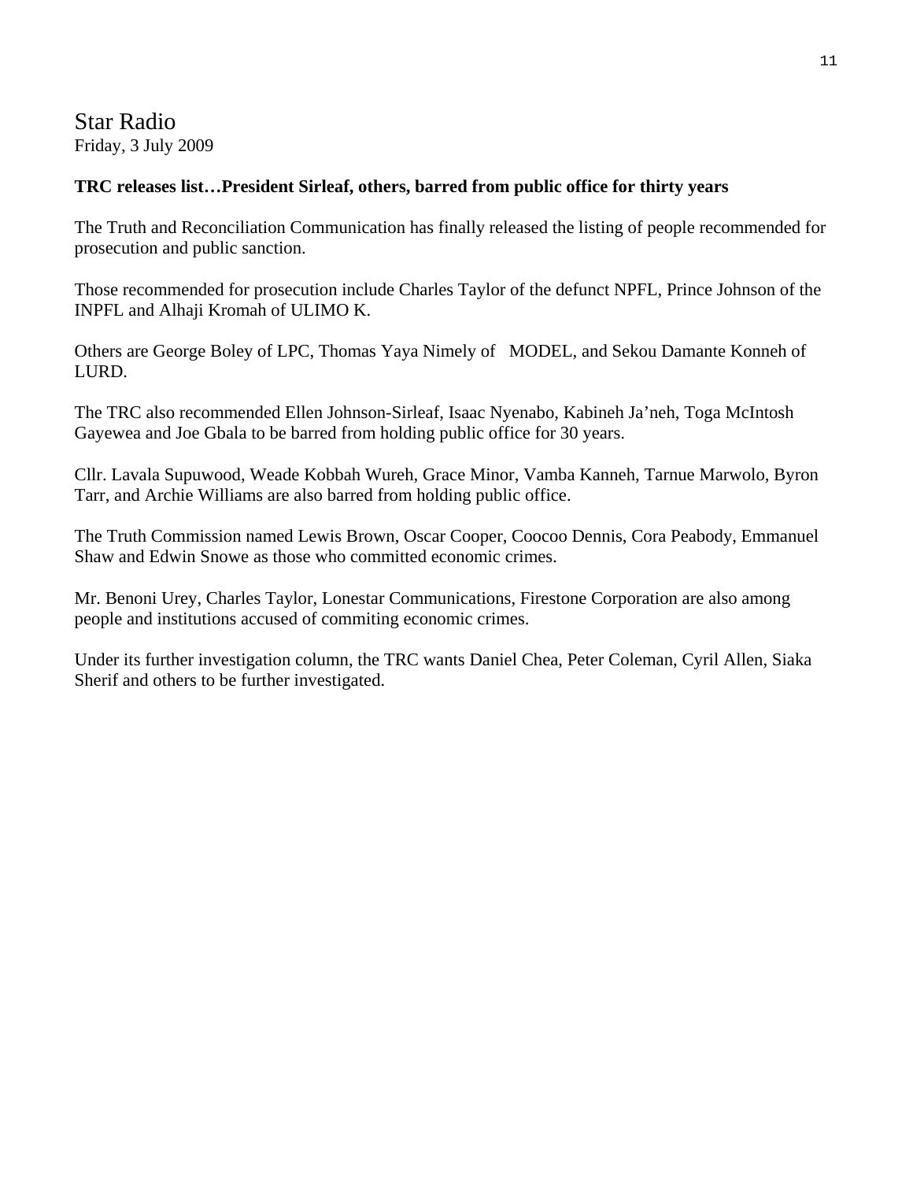# Star Radio

Friday, 3 July 2009

**TRC releases list…President Sirleaf, others, barred from public office for thirty years**

The Truth and Reconciliation Communication has finally released the listing of people recommended for prosecution and public sanction.

Those recommended for prosecution include Charles Taylor of the defunct NPFL, Prince Johnson of the INPFL and Alhaji Kromah of ULIMO K.

Others are George Boley of LPC, Thomas Yaya Nimely of MODEL, and Sekou Damante Konneh of LURD.

The TRC also recommended Ellen Johnson-Sirleaf, Isaac Nyenabo, Kabineh Ja'neh, Toga McIntosh Gayewea and Joe Gbala to be barred from holding public office for 30 years.

Cllr. Lavala Supuwood, Weade Kobbah Wureh, Grace Minor, Vamba Kanneh, Tarnue Marwolo, Byron Tarr, and Archie Williams are also barred from holding public office.

The Truth Commission named Lewis Brown, Oscar Cooper, Coocoo Dennis, Cora Peabody, Emmanuel Shaw and Edwin Snowe as those who committed economic crimes.

Mr. Benoni Urey, Charles Taylor, Lonestar Communications, Firestone Corporation are also among people and institutions accused of commiting economic crimes.

Under its further investigation column, the TRC wants Daniel Chea, Peter Coleman, Cyril Allen, Siaka Sherif and others to be further investigated.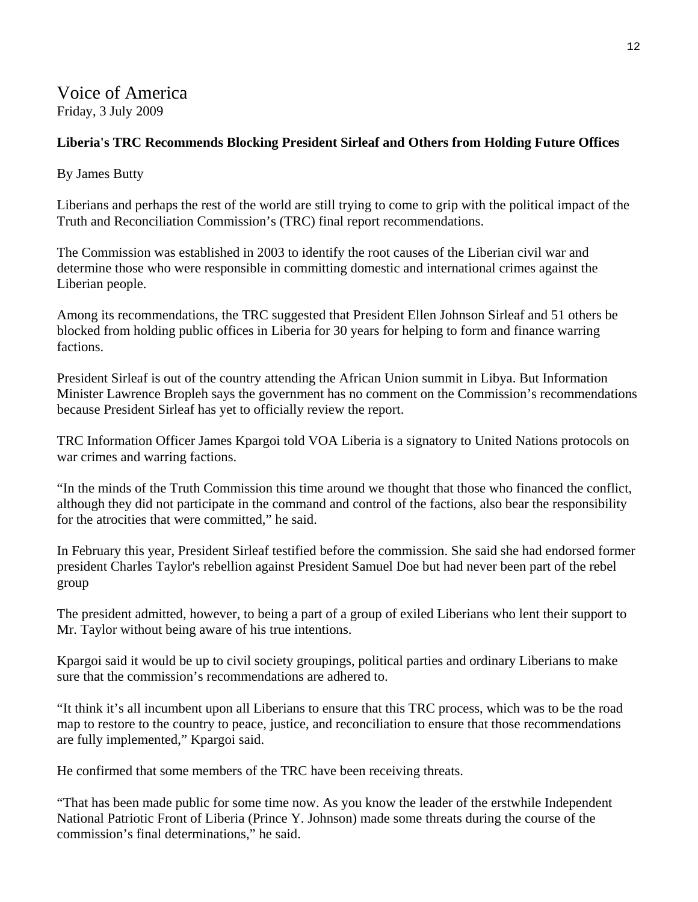# Voice of America

Friday, 3 July 2009

**Liberia's TRC Recommends Blocking President Sirleaf and Others from Holding Future Offices**

By James Butty

Liberians and perhaps the rest of the world are still trying to come to grip with the political impact of the Truth and Reconciliation Commission's (TRC) final report recommendations.

The Commission was established in 2003 to identify the root causes of the Liberian civil war and determine those who were responsible in committing domestic and international crimes against the Liberian people.

Among its recommendations, the TRC suggested that President Ellen Johnson Sirleaf and 51 others be blocked from holding public offices in Liberia for 30 years for helping to form and finance warring factions.

President Sirleaf is out of the country attending the African Union summit in Libya. But Information Minister Lawrence Bropleh says the government has no comment on the Commission's recommendations because President Sirleaf has yet to officially review the report.

TRC Information Officer James Kpargoi told VOA Liberia is a signatory to United Nations protocols on war crimes and warring factions.

"In the minds of the Truth Commission this time around we thought that those who financed the conflict, although they did not participate in the command and control of the factions, also bear the responsibility for the atrocities that were committed," he said.

In February this year, President Sirleaf testified before the commission. She said she had endorsed former president Charles Taylor's rebellion against President Samuel Doe but had never been part of the rebel group

The president admitted, however, to being a part of a group of exiled Liberians who lent their support to Mr. Taylor without being aware of his true intentions.

Kpargoi said it would be up to civil society groupings, political parties and ordinary Liberians to make sure that the commission's recommendations are adhered to.

"It think it's all incumbent upon all Liberians to ensure that this TRC process, which was to be the road map to restore to the country to peace, justice, and reconciliation to ensure that those recommendations are fully implemented," Kpargoi said.

He confirmed that some members of the TRC have been receiving threats.

"That has been made public for some time now. As you know the leader of the erstwhile Independent National Patriotic Front of Liberia (Prince Y. Johnson) made some threats during the course of the commission's final determinations," he said.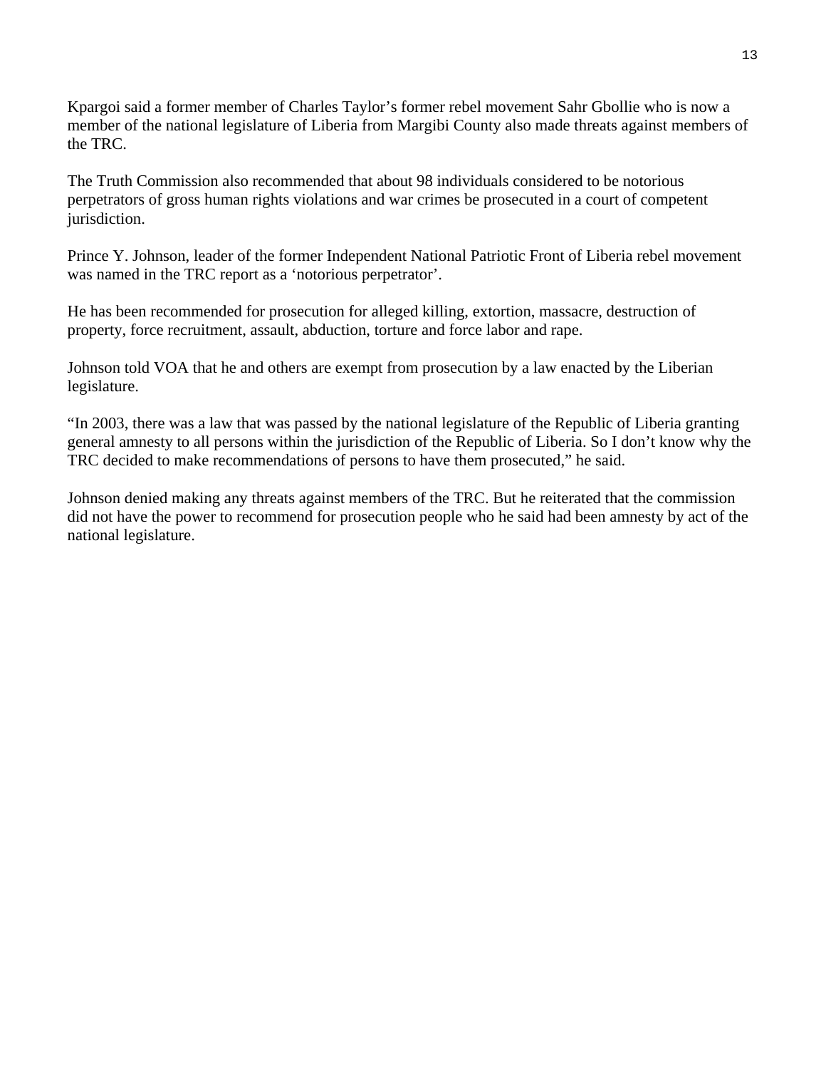Kpargoi said a former member of Charles Taylor's former rebel movement Sahr Gbollie who is now a member of the national legislature of Liberia from Margibi County also made threats against members of the TRC.

The Truth Commission also recommended that about 98 individuals considered to be notorious perpetrators of gross human rights violations and war crimes be prosecuted in a court of competent jurisdiction.

Prince Y. Johnson, leader of the former Independent National Patriotic Front of Liberia rebel movement was named in the TRC report as a 'notorious perpetrator'.

He has been recommended for prosecution for alleged killing, extortion, massacre, destruction of property, force recruitment, assault, abduction, torture and force labor and rape.

Johnson told VOA that he and others are exempt from prosecution by a law enacted by the Liberian legislature.

"In 2003, there was a law that was passed by the national legislature of the Republic of Liberia granting general amnesty to all persons within the jurisdiction of the Republic of Liberia. So I don't know why the TRC decided to make recommendations of persons to have them prosecuted," he said.

Johnson denied making any threats against members of the TRC. But he reiterated that the commission did not have the power to recommend for prosecution people who he said had been amnesty by act of the national legislature.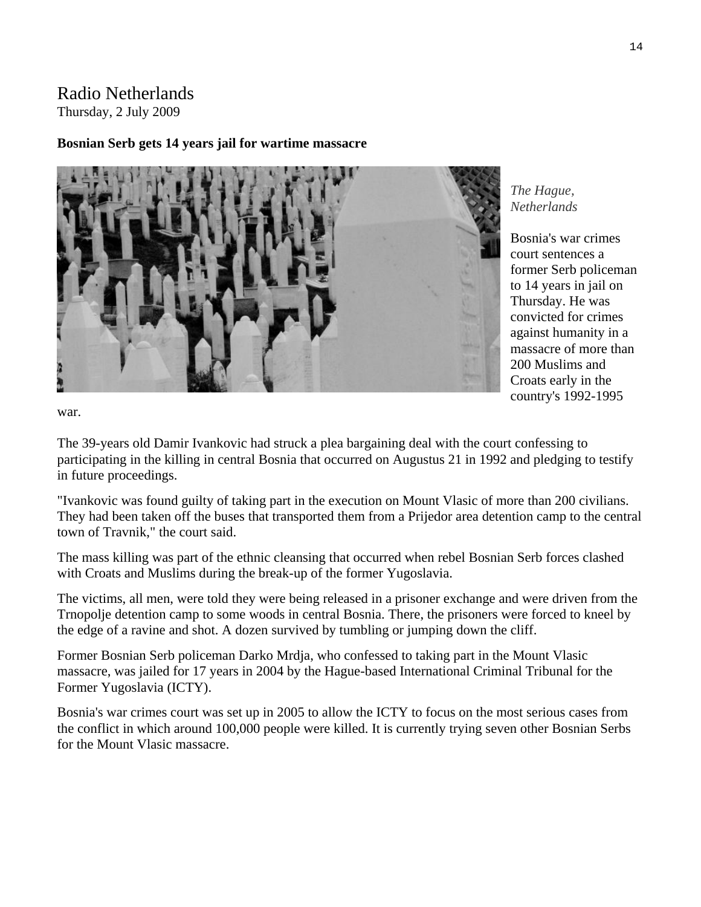# Radio Netherlands

Thursday, 2 July 2009

**Bosnian Serb gets 14 years jail for wartime massacre**

*The Hague, Netherlands*

Bosnia's war crimes court sentences a former Serb policeman to 14 years in jail on Thursday. He was convicted for crimes against humanity in a massacre of more than 200 Muslims and Croats early in the country's 1992-1995 war.

The 39-years old Damir Ivankovic had struck a plea bargaining deal with the court confessing to participating in the killing in central Bosnia that occurred on Augustus 21 in 1992 and pledging to testify in future proceedings.

"Ivankovic was found guilty of taking part in the execution on Mount Vlasic of more than 200 civilians. They had been taken off the buses that transported them from a Prijedor area detention camp to the central town of Travnik," the court said.

The mass killing was part of the ethnic cleansing that occurred when rebel Bosnian Serb forces clashed with Croats and Muslims during the break-up of the former Yugoslavia.

The victims, all men, were told they were being released in a prisoner exchange and were driven from the Trnopolje detention camp to some woods in central Bosnia. There, the prisoners were forced to kneel by the edge of a ravine and shot. A dozen survived by tumbling or jumping down the cliff.

Former Bosnian Serb policeman Darko Mrdja, who confessed to taking part in the Mount Vlasic massacre, was jailed for 17 years in 2004 by the Hague-based International Criminal Tribunal for the Former Yugoslavia (ICTY).

Bosnia's war crimes court was set up in 2005 to allow the ICTY to focus on the most serious cases from the conflict in which around 100,000 people were killed. It is currently trying seven other Bosnian Serbs for the Mount Vlasic massacre.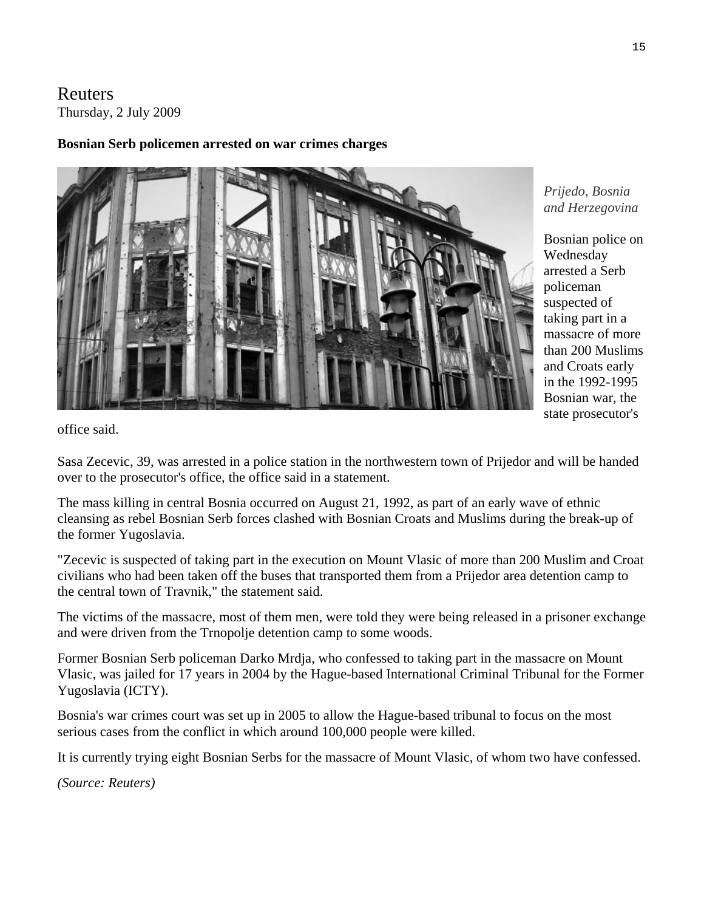Reuters
Thursday, 2 July 2009

**Bosnian Serb policemen arrested on war crimes charges**

*Prijedo, Bosnia and Herzegovina*

Bosnian police on Wednesday arrested a Serb policeman suspected of taking part in a massacre of more than 200 Muslims and Croats early in the 1992-1995 Bosnian war, the state prosecutor's office said.

Sasa Zecevic, 39, was arrested in a police station in the northwestern town of Prijedor and will be handed over to the prosecutor's office, the office said in a statement.

The mass killing in central Bosnia occurred on August 21, 1992, as part of an early wave of ethnic cleansing as rebel Bosnian Serb forces clashed with Bosnian Croats and Muslims during the break-up of the former Yugoslavia.

"Zecevic is suspected of taking part in the execution on Mount Vlasic of more than 200 Muslim and Croat civilians who had been taken off the buses that transported them from a Prijedor area detention camp to the central town of Travnik," the statement said.

The victims of the massacre, most of them men, were told they were being released in a prisoner exchange and were driven from the Trnopolje detention camp to some woods.

Former Bosnian Serb policeman Darko Mrdja, who confessed to taking part in the massacre on Mount Vlasic, was jailed for 17 years in 2004 by the Hague-based International Criminal Tribunal for the Former Yugoslavia (ICTY).

Bosnia's war crimes court was set up in 2005 to allow the Hague-based tribunal to focus on the most serious cases from the conflict in which around 100,000 people were killed.

It is currently trying eight Bosnian Serbs for the massacre of Mount Vlasic, of whom two have confessed.

*(Source: Reuters)*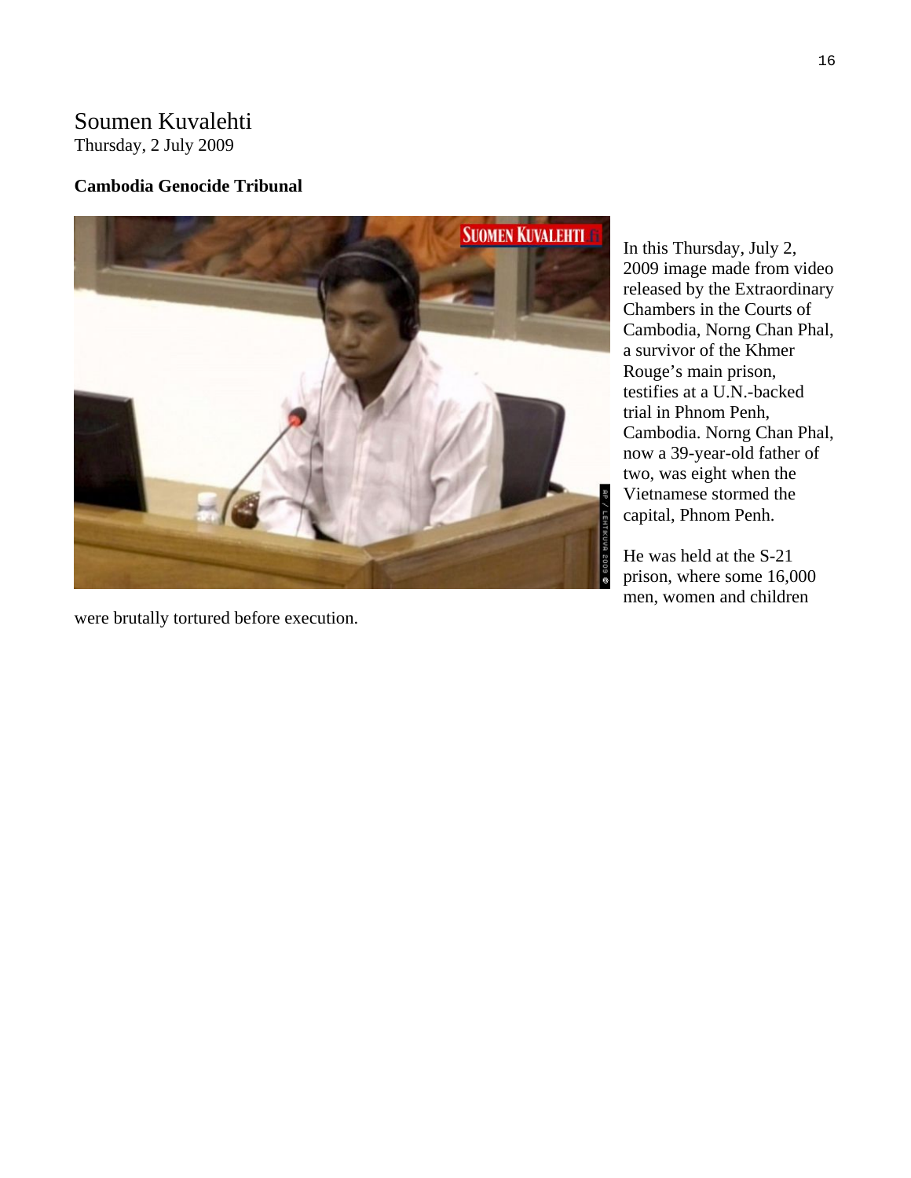# Soumen Kuvalehti

Thursday, 2 July 2009

**Cambodia Genocide Tribunal**

In this Thursday, July 2, 2009 image made from video released by the Extraordinary Chambers in the Courts of Cambodia, Norng Chan Phal, a survivor of the Khmer Rouge's main prison, testifies at a U.N.-backed trial in Phnom Penh, Cambodia. Norng Chan Phal, now a 39-year-old father of two, was eight when the Vietnamese stormed the capital, Phnom Penh.

He was held at the S-21 prison, where some 16,000 men, women and children were brutally tortured before execution.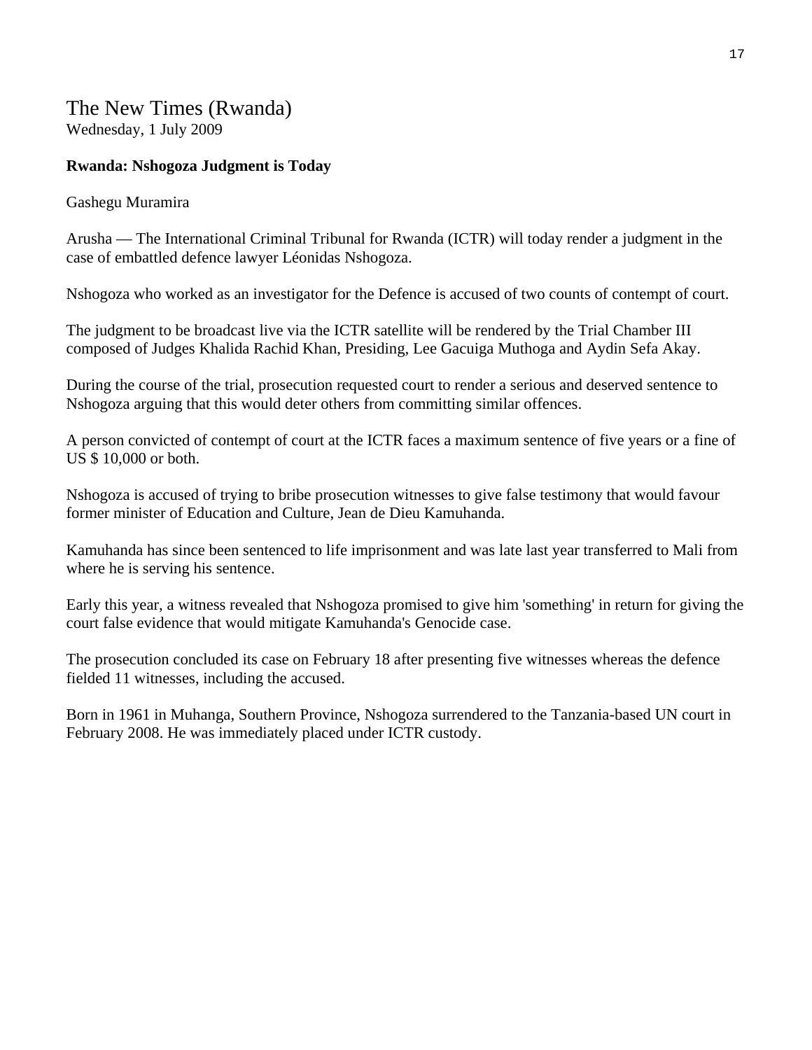The New Times (Rwanda)
Wednesday, 1 July 2009

**Rwanda: Nshogoza Judgment is Today**

Gashegu Muramira

Arusha — The International Criminal Tribunal for Rwanda (ICTR) will today render a judgment in the case of embattled defence lawyer Léonidas Nshogoza.

Nshogoza who worked as an investigator for the Defence is accused of two counts of contempt of court.

The judgment to be broadcast live via the ICTR satellite will be rendered by the Trial Chamber III composed of Judges Khalida Rachid Khan, Presiding, Lee Gacuiga Muthoga and Aydin Sefa Akay.

During the course of the trial, prosecution requested court to render a serious and deserved sentence to Nshogoza arguing that this would deter others from committing similar offences.

A person convicted of contempt of court at the ICTR faces a maximum sentence of five years or a fine of US $ 10,000 or both.

Nshogoza is accused of trying to bribe prosecution witnesses to give false testimony that would favour former minister of Education and Culture, Jean de Dieu Kamuhanda.

Kamuhanda has since been sentenced to life imprisonment and was late last year transferred to Mali from where he is serving his sentence.

Early this year, a witness revealed that Nshogoza promised to give him 'something' in return for giving the court false evidence that would mitigate Kamuhanda's Genocide case.

The prosecution concluded its case on February 18 after presenting five witnesses whereas the defence fielded 11 witnesses, including the accused.

Born in 1961 in Muhanga, Southern Province, Nshogoza surrendered to the Tanzania-based UN court in February 2008. He was immediately placed under ICTR custody.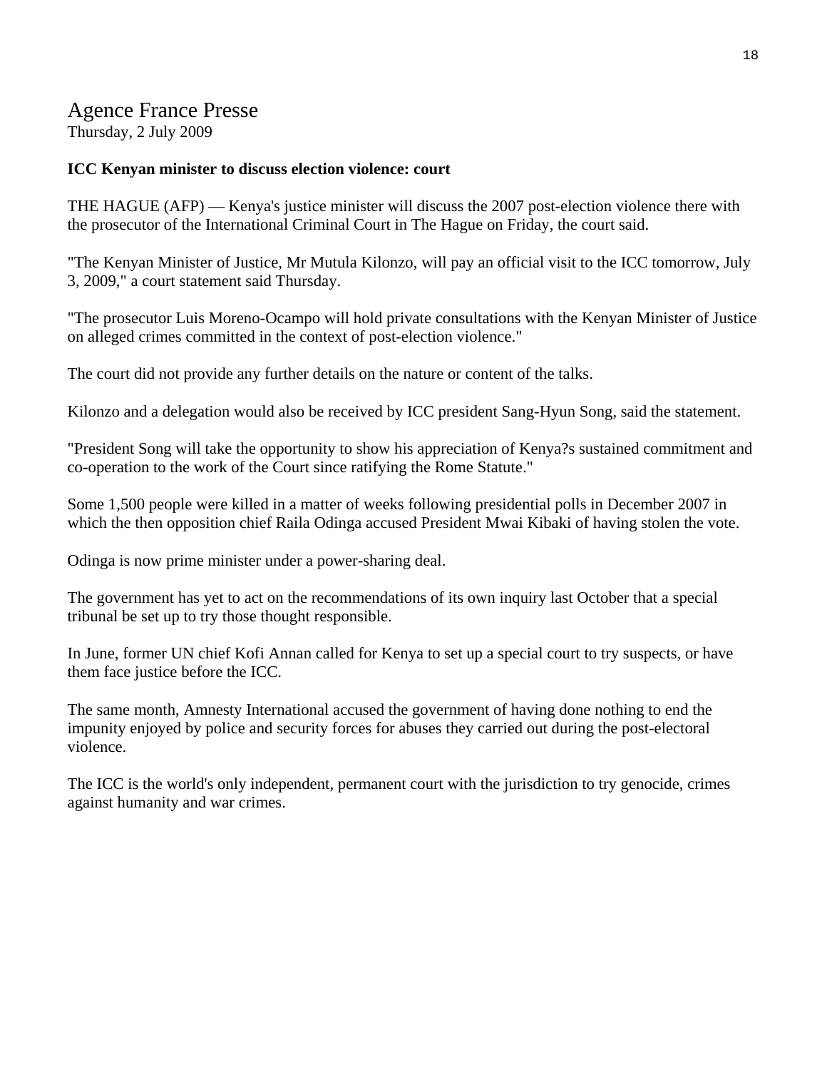# Agence France Presse

Thursday, 2 July 2009

**ICC Kenyan minister to discuss election violence: court**

THE HAGUE (AFP) — Kenya's justice minister will discuss the 2007 post-election violence there with the prosecutor of the International Criminal Court in The Hague on Friday, the court said.

"The Kenyan Minister of Justice, Mr Mutula Kilonzo, will pay an official visit to the ICC tomorrow, July 3, 2009," a court statement said Thursday.

"The prosecutor Luis Moreno-Ocampo will hold private consultations with the Kenyan Minister of Justice on alleged crimes committed in the context of post-election violence."

The court did not provide any further details on the nature or content of the talks.

Kilonzo and a delegation would also be received by ICC president Sang-Hyun Song, said the statement.

"President Song will take the opportunity to show his appreciation of Kenya?s sustained commitment and co-operation to the work of the Court since ratifying the Rome Statute."

Some 1,500 people were killed in a matter of weeks following presidential polls in December 2007 in which the then opposition chief Raila Odinga accused President Mwai Kibaki of having stolen the vote.

Odinga is now prime minister under a power-sharing deal.

The government has yet to act on the recommendations of its own inquiry last October that a special tribunal be set up to try those thought responsible.

In June, former UN chief Kofi Annan called for Kenya to set up a special court to try suspects, or have them face justice before the ICC.

The same month, Amnesty International accused the government of having done nothing to end the impunity enjoyed by police and security forces for abuses they carried out during the post-electoral violence.

The ICC is the world's only independent, permanent court with the jurisdiction to try genocide, crimes against humanity and war crimes.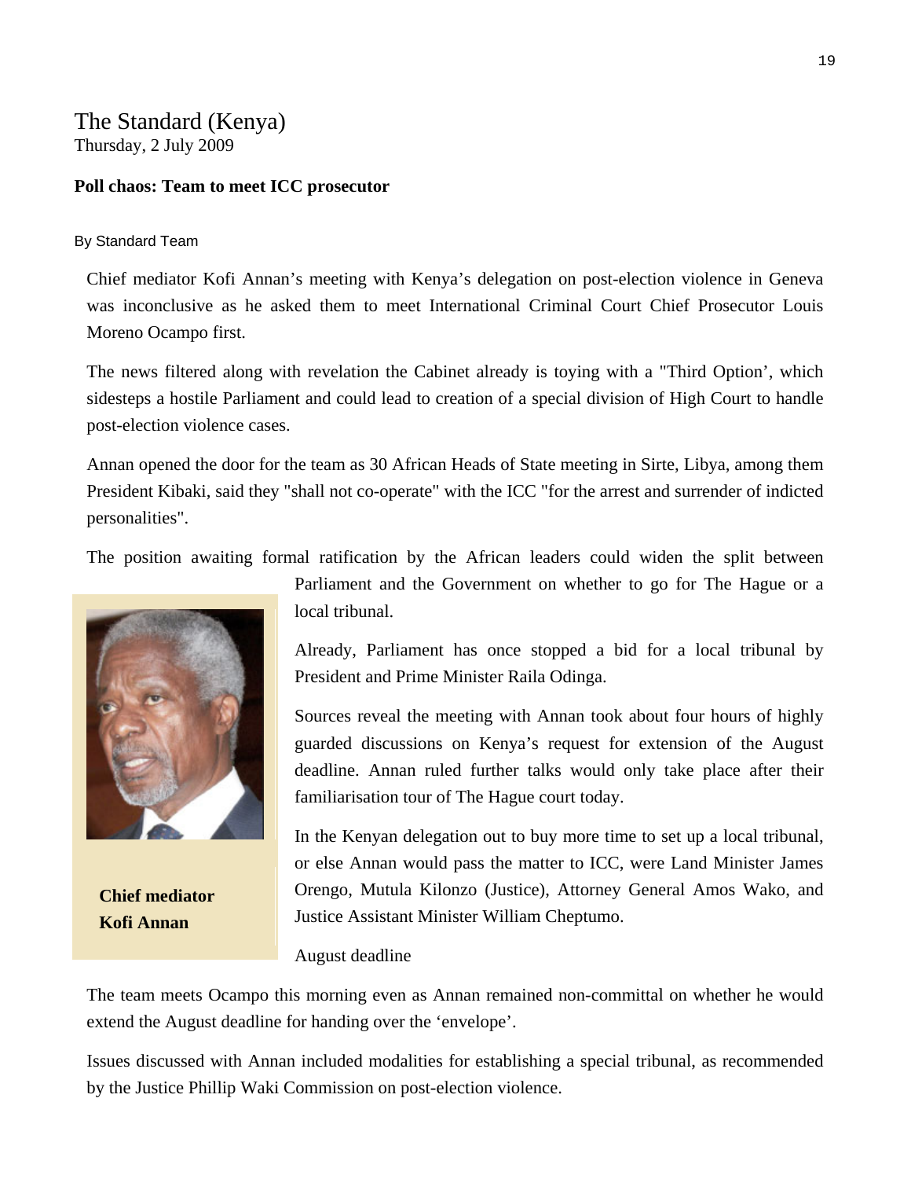# The Standard (Kenya)

Thursday, 2 July 2009

**Poll chaos: Team to meet ICC prosecutor**

By Standard Team

Chief mediator Kofi Annan's meeting with Kenya's delegation on post-election violence in Geneva was inconclusive as he asked them to meet International Criminal Court Chief Prosecutor Louis Moreno Ocampo first.

The news filtered along with revelation the Cabinet already is toying with a "Third Option', which sidesteps a hostile Parliament and could lead to creation of a special division of High Court to handle post-election violence cases.

Annan opened the door for the team as 30 African Heads of State meeting in Sirte, Libya, among them President Kibaki, said they "shall not co-operate" with the ICC "for the arrest and surrender of indicted personalities".

The position awaiting formal ratification by the African leaders could widen the split between Parliament and the Government on whether to go for The Hague or a local tribunal.

**Chief mediator Kofi Annan**

Already, Parliament has once stopped a bid for a local tribunal by President and Prime Minister Raila Odinga.

Sources reveal the meeting with Annan took about four hours of highly guarded discussions on Kenya's request for extension of the August deadline. Annan ruled further talks would only take place after their familiarisation tour of The Hague court today.

In the Kenyan delegation out to buy more time to set up a local tribunal, or else Annan would pass the matter to ICC, were Land Minister James Orengo, Mutula Kilonzo (Justice), Attorney General Amos Wako, and Justice Assistant Minister William Cheptumo.

August deadline

The team meets Ocampo this morning even as Annan remained non-committal on whether he would extend the August deadline for handing over the 'envelope'.

Issues discussed with Annan included modalities for establishing a special tribunal, as recommended by the Justice Phillip Waki Commission on post-election violence.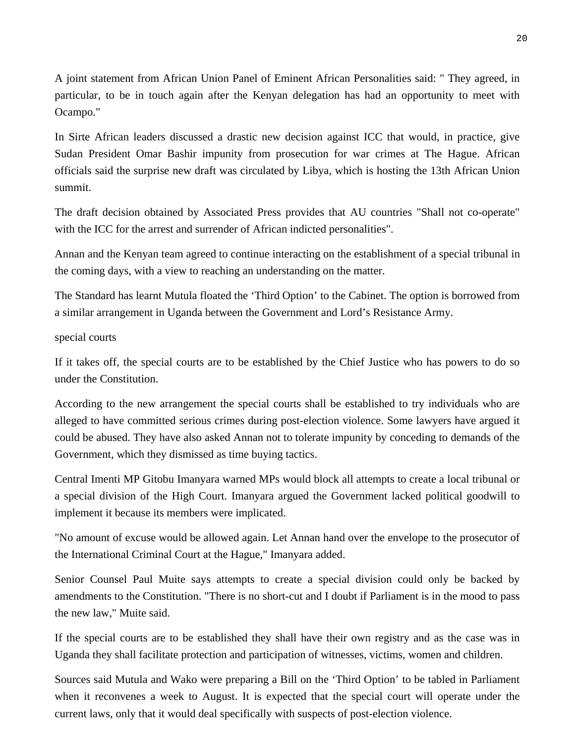A joint statement from African Union Panel of Eminent African Personalities said: " They agreed, in particular, to be in touch again after the Kenyan delegation has had an opportunity to meet with Ocampo."

In Sirte African leaders discussed a drastic new decision against ICC that would, in practice, give Sudan President Omar Bashir impunity from prosecution for war crimes at The Hague. African officials said the surprise new draft was circulated by Libya, which is hosting the 13th African Union summit.

The draft decision obtained by Associated Press provides that AU countries "Shall not co-operate" with the ICC for the arrest and surrender of African indicted personalities".

Annan and the Kenyan team agreed to continue interacting on the establishment of a special tribunal in the coming days, with a view to reaching an understanding on the matter.

The Standard has learnt Mutula floated the ‘Third Option’ to the Cabinet. The option is borrowed from a similar arrangement in Uganda between the Government and Lord’s Resistance Army.

special courts

If it takes off, the special courts are to be established by the Chief Justice who has powers to do so under the Constitution.

According to the new arrangement the special courts shall be established to try individuals who are alleged to have committed serious crimes during post-election violence. Some lawyers have argued it could be abused. They have also asked Annan not to tolerate impunity by conceding to demands of the Government, which they dismissed as time buying tactics.

Central Imenti MP Gitobu Imanyara warned MPs would block all attempts to create a local tribunal or a special division of the High Court. Imanyara argued the Government lacked political goodwill to implement it because its members were implicated.

"No amount of excuse would be allowed again. Let Annan hand over the envelope to the prosecutor of the International Criminal Court at the Hague," Imanyara added.

Senior Counsel Paul Muite says attempts to create a special division could only be backed by amendments to the Constitution. "There is no short-cut and I doubt if Parliament is in the mood to pass the new law," Muite said.

If the special courts are to be established they shall have their own registry and as the case was in Uganda they shall facilitate protection and participation of witnesses, victims, women and children.

Sources said Mutula and Wako were preparing a Bill on the ‘Third Option’ to be tabled in Parliament when it reconvenes a week to August. It is expected that the special court will operate under the current laws, only that it would deal specifically with suspects of post-election violence.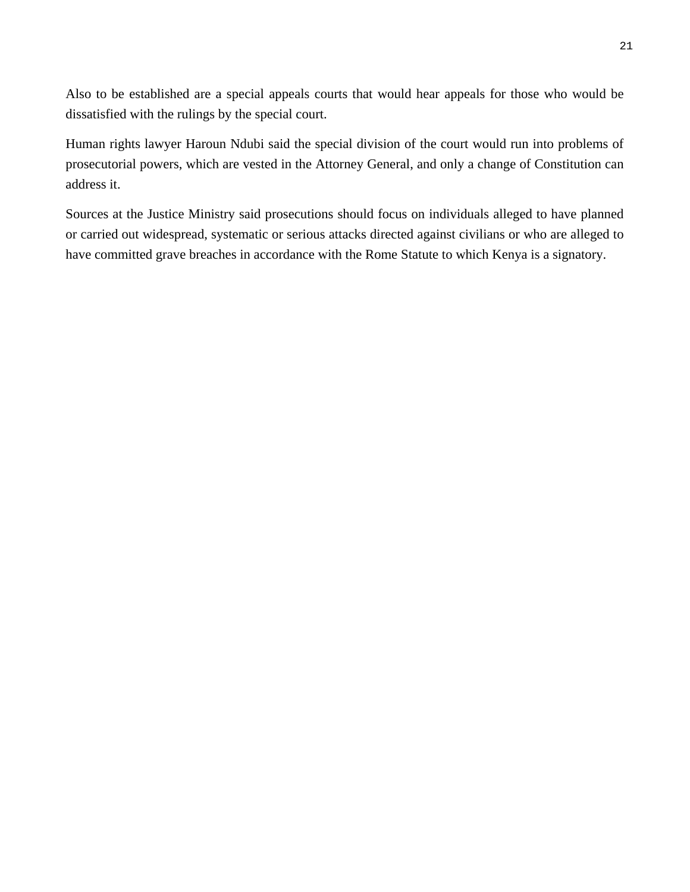Also to be established are a special appeals courts that would hear appeals for those who would be dissatisfied with the rulings by the special court.

Human rights lawyer Haroun Ndubi said the special division of the court would run into problems of prosecutorial powers, which are vested in the Attorney General, and only a change of Constitution can address it.

Sources at the Justice Ministry said prosecutions should focus on individuals alleged to have planned or carried out widespread, systematic or serious attacks directed against civilians or who are alleged to have committed grave breaches in accordance with the Rome Statute to which Kenya is a signatory.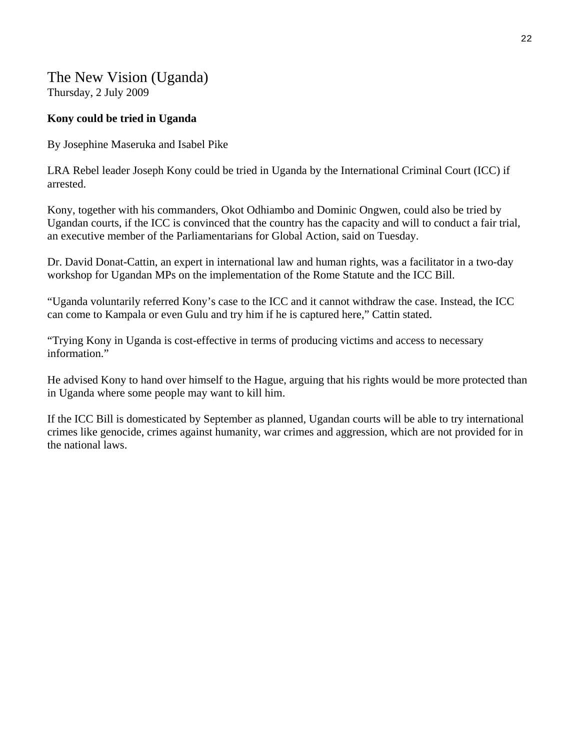The New Vision (Uganda)
Thursday, 2 July 2009

**Kony could be tried in Uganda**

By Josephine Maseruka and Isabel Pike

LRA Rebel leader Joseph Kony could be tried in Uganda by the International Criminal Court (ICC) if arrested.

Kony, together with his commanders, Okot Odhiambo and Dominic Ongwen, could also be tried by Ugandan courts, if the ICC is convinced that the country has the capacity and will to conduct a fair trial, an executive member of the Parliamentarians for Global Action, said on Tuesday.

Dr. David Donat-Cattin, an expert in international law and human rights, was a facilitator in a two-day workshop for Ugandan MPs on the implementation of the Rome Statute and the ICC Bill.

"Uganda voluntarily referred Kony's case to the ICC and it cannot withdraw the case. Instead, the ICC can come to Kampala or even Gulu and try him if he is captured here," Cattin stated.

"Trying Kony in Uganda is cost-effective in terms of producing victims and access to necessary information."

He advised Kony to hand over himself to the Hague, arguing that his rights would be more protected than in Uganda where some people may want to kill him.

If the ICC Bill is domesticated by September as planned, Ugandan courts will be able to try international crimes like genocide, crimes against humanity, war crimes and aggression, which are not provided for in the national laws.